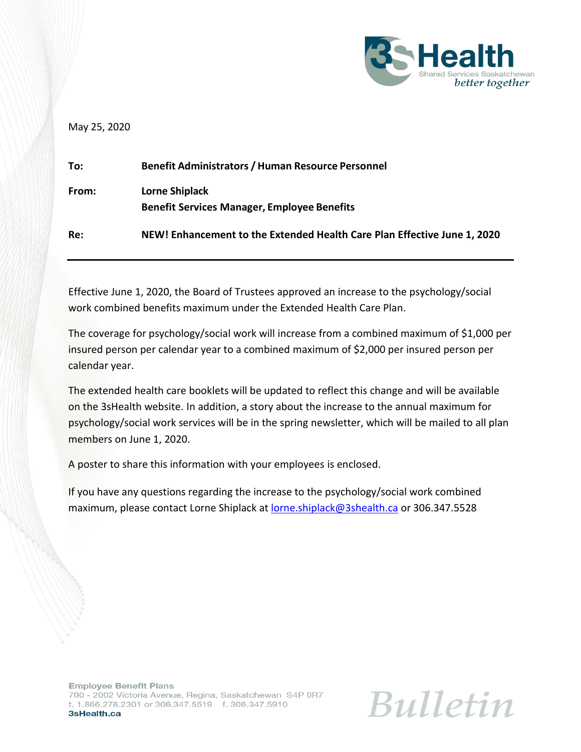May 25, 2020

| | |
|---|---|
| **To:** | **Benefit Administrators / Human Resource Personnel** |
| **From:** | **Lorne Shiplack**<br>**Benefit Services Manager, Employee Benefits** |
| **Re:** | **NEW! Enhancement to the Extended Health Care Plan Effective June 1, 2020** |

---

Effective June 1, 2020, the Board of Trustees approved an increase to the psychology/social work combined benefits maximum under the Extended Health Care Plan.

The coverage for psychology/social work will increase from a combined maximum of $1,000 per insured person per calendar year to a combined maximum of $2,000 per insured person per calendar year.

The extended health care booklets will be updated to reflect this change and will be available on the 3sHealth website. In addition, a story about the increase to the annual maximum for psychology/social work services will be in the spring newsletter, which will be mailed to all plan members on June 1, 2020.

A poster to share this information with your employees is enclosed.

If you have any questions regarding the increase to the psychology/social work combined maximum, please contact Lorne Shiplack at lorne.shiplack@3shealth.ca or 306.347.5528

**Employee Benefit Plans**
700 - 2002 Victoria Avenue, Regina, Saskatchewan S4P 0R7
t. 1.866.278.2301 or 306.347.5519 f. 306.347.5910
**3sHealth.ca**

*Bulletin*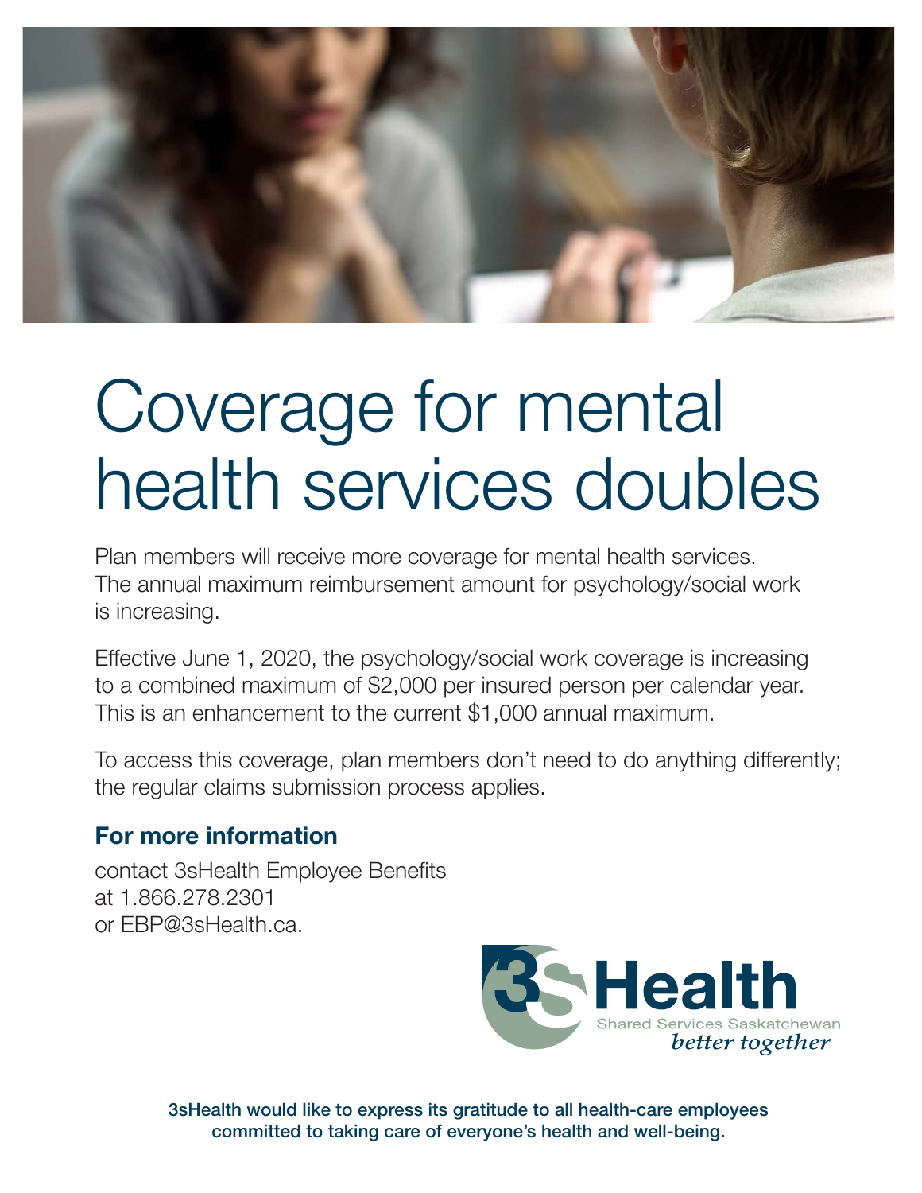# Coverage for mental health services doubles

Plan members will receive more coverage for mental health services. The annual maximum reimbursement amount for psychology/social work is increasing.

Effective June 1, 2020, the psychology/social work coverage is increasing to a combined maximum of $2,000 per insured person per calendar year. This is an enhancement to the current $1,000 annual maximum.

To access this coverage, plan members don't need to do anything differently; the regular claims submission process applies.

## For more information

contact 3sHealth Employee Benefits at 1.866.278.2301 or EBP@3sHealth.ca.

3sHealth
Shared Services Saskatchewan
*better together*

**3sHealth would like to express its gratitude to all health-care employees committed to taking care of everyone's health and well-being.**